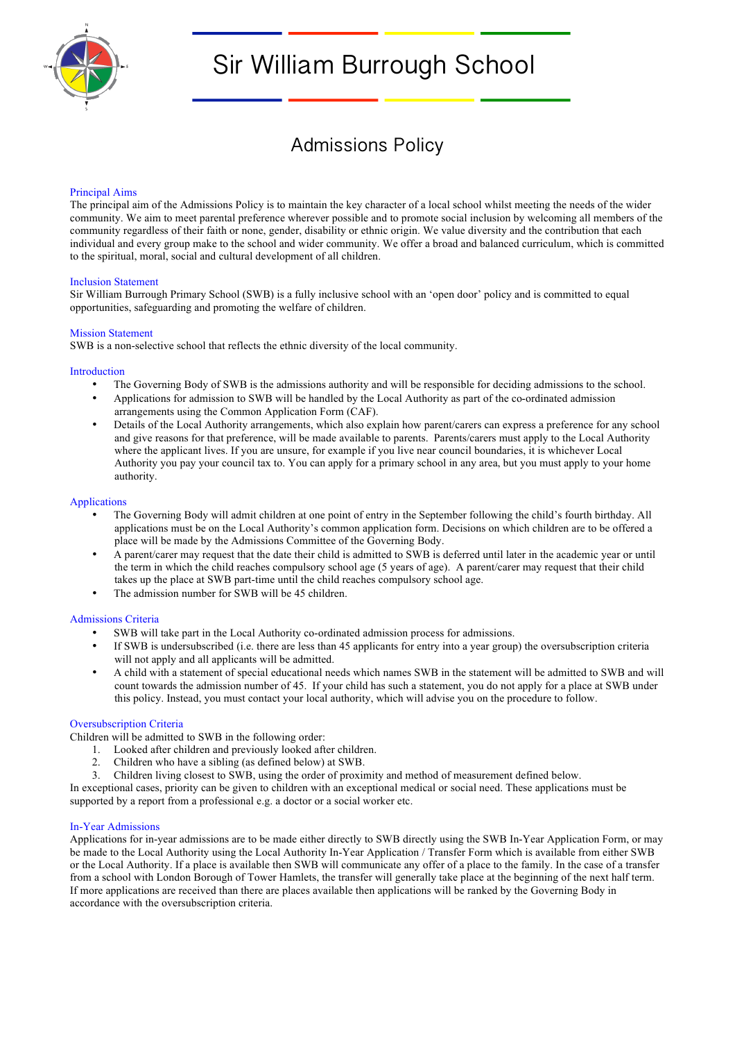# Sir William Burrough School

## Admissions Policy

### Principal Aims

The principal aim of the Admissions Policy is to maintain the key character of a local school whilst meeting the needs of the wider community. We aim to meet parental preference wherever possible and to promote social inclusion by welcoming all members of the community regardless of their faith or none, gender, disability or ethnic origin. We value diversity and the contribution that each individual and every group make to the school and wider community. We offer a broad and balanced curriculum, which is committed to the spiritual, moral, social and cultural development of all children.

### Inclusion Statement

Sir William Burrough Primary School (SWB) is a fully inclusive school with an 'open door' policy and is committed to equal opportunities, safeguarding and promoting the welfare of children.

### Mission Statement

SWB is a non-selective school that reflects the ethnic diversity of the local community.

### Introduction

- The Governing Body of SWB is the admissions authority and will be responsible for deciding admissions to the school.
- Applications for admission to SWB will be handled by the Local Authority as part of the co-ordinated admission arrangements using the Common Application Form (CAF).
- Details of the Local Authority arrangements, which also explain how parent/carers can express a preference for any school and give reasons for that preference, will be made available to parents. Parents/carers must apply to the Local Authority where the applicant lives. If you are unsure, for example if you live near council boundaries, it is whichever Local Authority you pay your council tax to. You can apply for a primary school in any area, but you must apply to your home authority.

### Applications

- The Governing Body will admit children at one point of entry in the September following the child's fourth birthday. All applications must be on the Local Authority's common application form. Decisions on which children are to be offered a place will be made by the Admissions Committee of the Governing Body.
- A parent/carer may request that the date their child is admitted to SWB is deferred until later in the academic year or until the term in which the child reaches compulsory school age (5 years of age). A parent/carer may request that their child takes up the place at SWB part-time until the child reaches compulsory school age.
- The admission number for SWB will be 45 children.

### Admissions Criteria

- SWB will take part in the Local Authority co-ordinated admission process for admissions.
- If SWB is undersubscribed (i.e. there are less than 45 applicants for entry into a year group) the oversubscription criteria will not apply and all applicants will be admitted.
- A child with a statement of special educational needs which names SWB in the statement will be admitted to SWB and will count towards the admission number of 45. If your child has such a statement, you do not apply for a place at SWB under this policy. Instead, you must contact your local authority, which will advise you on the procedure to follow.

### Oversubscription Criteria

Children will be admitted to SWB in the following order:

1. Looked after children and previously looked after children.
2. Children who have a sibling (as defined below) at SWB.
3. Children living closest to SWB, using the order of proximity and method of measurement defined below.

In exceptional cases, priority can be given to children with an exceptional medical or social need. These applications must be supported by a report from a professional e.g. a doctor or a social worker etc.

### In-Year Admissions

Applications for in-year admissions are to be made either directly to SWB directly using the SWB In-Year Application Form, or may be made to the Local Authority using the Local Authority In-Year Application / Transfer Form which is available from either SWB or the Local Authority. If a place is available then SWB will communicate any offer of a place to the family. In the case of a transfer from a school with London Borough of Tower Hamlets, the transfer will generally take place at the beginning of the next half term. If more applications are received than there are places available then applications will be ranked by the Governing Body in accordance with the oversubscription criteria.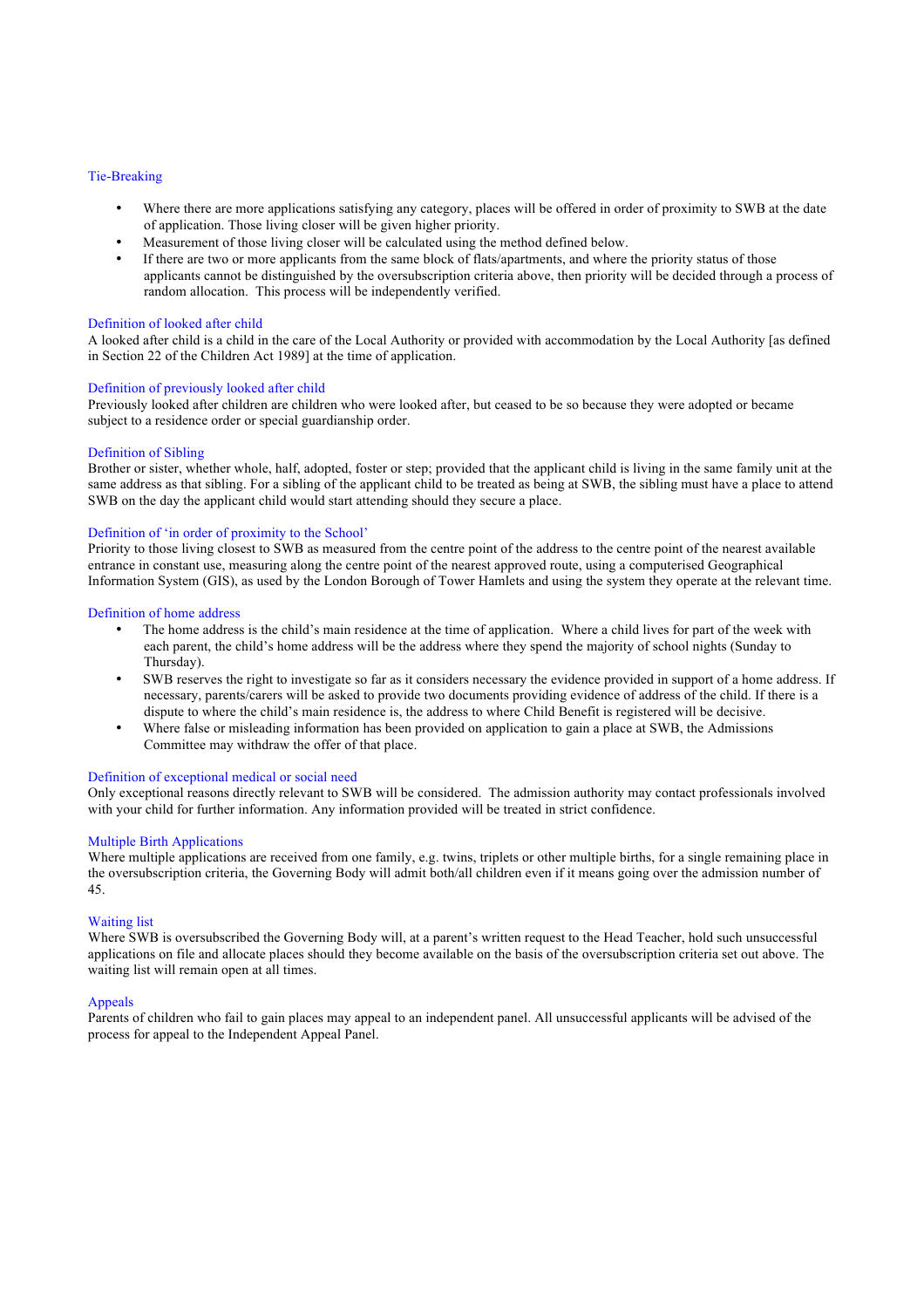### Tie-Breaking

- Where there are more applications satisfying any category, places will be offered in order of proximity to SWB at the date of application. Those living closer will be given higher priority.
- Measurement of those living closer will be calculated using the method defined below.
- If there are two or more applicants from the same block of flats/apartments, and where the priority status of those applicants cannot be distinguished by the oversubscription criteria above, then priority will be decided through a process of random allocation. This process will be independently verified.

### Definition of looked after child

A looked after child is a child in the care of the Local Authority or provided with accommodation by the Local Authority [as defined in Section 22 of the Children Act 1989] at the time of application.

### Definition of previously looked after child

Previously looked after children are children who were looked after, but ceased to be so because they were adopted or became subject to a residence order or special guardianship order.

### Definition of Sibling

Brother or sister, whether whole, half, adopted, foster or step; provided that the applicant child is living in the same family unit at the same address as that sibling. For a sibling of the applicant child to be treated as being at SWB, the sibling must have a place to attend SWB on the day the applicant child would start attending should they secure a place.

### Definition of 'in order of proximity to the School'

Priority to those living closest to SWB as measured from the centre point of the address to the centre point of the nearest available entrance in constant use, measuring along the centre point of the nearest approved route, using a computerised Geographical Information System (GIS), as used by the London Borough of Tower Hamlets and using the system they operate at the relevant time.

### Definition of home address

- The home address is the child's main residence at the time of application. Where a child lives for part of the week with each parent, the child's home address will be the address where they spend the majority of school nights (Sunday to Thursday).
- SWB reserves the right to investigate so far as it considers necessary the evidence provided in support of a home address. If necessary, parents/carers will be asked to provide two documents providing evidence of address of the child. If there is a dispute to where the child's main residence is, the address to where Child Benefit is registered will be decisive.
- Where false or misleading information has been provided on application to gain a place at SWB, the Admissions Committee may withdraw the offer of that place.

### Definition of exceptional medical or social need

Only exceptional reasons directly relevant to SWB will be considered. The admission authority may contact professionals involved with your child for further information. Any information provided will be treated in strict confidence.

### Multiple Birth Applications

Where multiple applications are received from one family, e.g. twins, triplets or other multiple births, for a single remaining place in the oversubscription criteria, the Governing Body will admit both/all children even if it means going over the admission number of 45.

### Waiting list

Where SWB is oversubscribed the Governing Body will, at a parent's written request to the Head Teacher, hold such unsuccessful applications on file and allocate places should they become available on the basis of the oversubscription criteria set out above. The waiting list will remain open at all times.

### Appeals

Parents of children who fail to gain places may appeal to an independent panel. All unsuccessful applicants will be advised of the process for appeal to the Independent Appeal Panel.